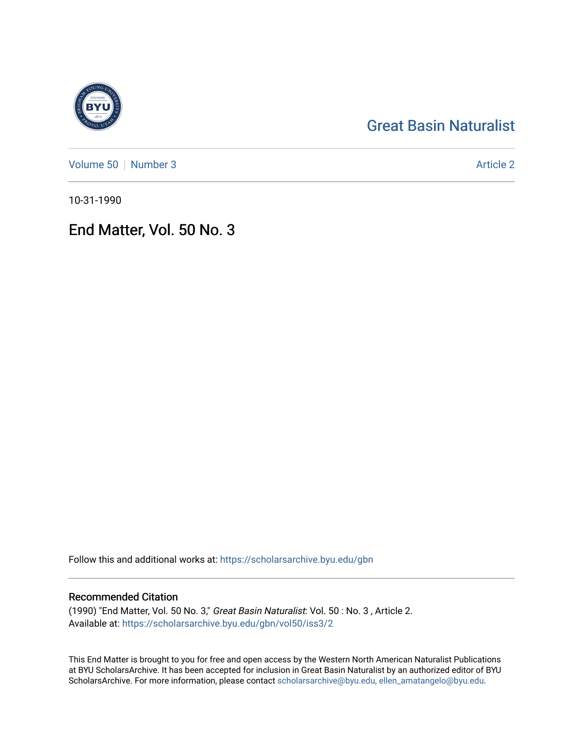Great Basin Naturalist

Volume 50 | Number 3 | Article 2

10-31-1990

# End Matter, Vol. 50 No. 3

Follow this and additional works at: https://scholarsarchive.byu.edu/gbn

## Recommended Citation

(1990) "End Matter, Vol. 50 No. 3," *Great Basin Naturalist*: Vol. 50 : No. 3 , Article 2.
Available at: https://scholarsarchive.byu.edu/gbn/vol50/iss3/2

This End Matter is brought to you for free and open access by the Western North American Naturalist Publications at BYU ScholarsArchive. It has been accepted for inclusion in Great Basin Naturalist by an authorized editor of BYU ScholarsArchive. For more information, please contact scholarsarchive@byu.edu, ellen_amatangelo@byu.edu.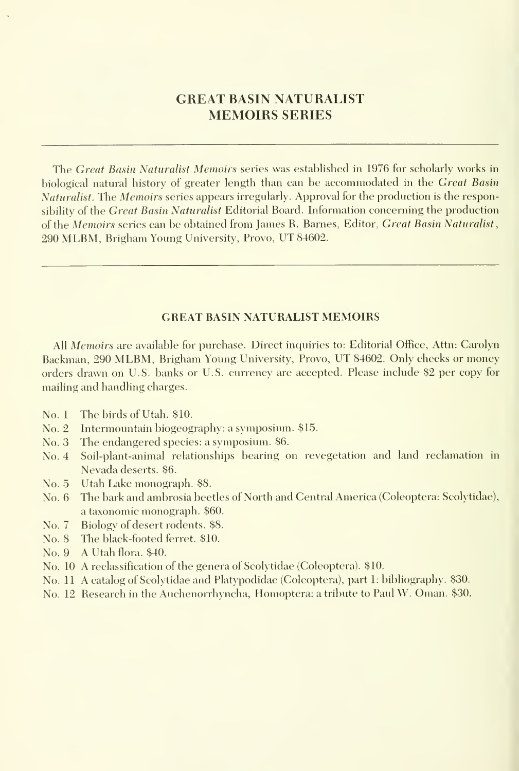# GREAT BASIN NATURALIST MEMOIRS SERIES

The *Great Basin Naturalist Memoirs* series was established in 1976 for scholarly works in biological natural history of greater length than can be accommodated in the *Great Basin Naturalist*. The *Memoirs* series appears irregularly. Approval for the production is the responsibility of the *Great Basin Naturalist* Editorial Board. Information concerning the production of the *Memoirs* series can be obtained from James R. Barnes, Editor, *Great Basin Naturalist*, 290 MLBM, Brigham Young University, Provo, UT 84602.

## GREAT BASIN NATURALIST MEMOIRS

All *Memoirs* are available for purchase. Direct inquiries to: Editorial Office, Attn: Carolyn Backman, 290 MLBM, Brigham Young University, Provo, UT 84602. Only checks or money orders drawn on U.S. banks or U.S. currency are accepted. Please include $2 per copy for mailing and handling charges.

- No. 1 The birds of Utah. $10.
- No. 2 Intermountain biogeography: a symposium. $15.
- No. 3 The endangered species: a symposium. $6.
- No. 4 Soil-plant-animal relationships bearing on revegetation and land reclamation in Nevada deserts. $6.
- No. 5 Utah Lake monograph. $8.
- No. 6 The bark and ambrosia beetles of North and Central America (Coleoptera: Scolytidae), a taxonomic monograph. $60.
- No. 7 Biology of desert rodents. $8.
- No. 8 The black-footed ferret. $10.
- No. 9 A Utah flora. $40.
- No. 10 A reclassification of the genera of Scolytidae (Coleoptera). $10.
- No. 11 A catalog of Scolytidae and Platypodidae (Coleoptera), part 1: bibliography. $30.
- No. 12 Research in the Auchenorrhyncha, Homoptera: a tribute to Paul W. Oman. $30.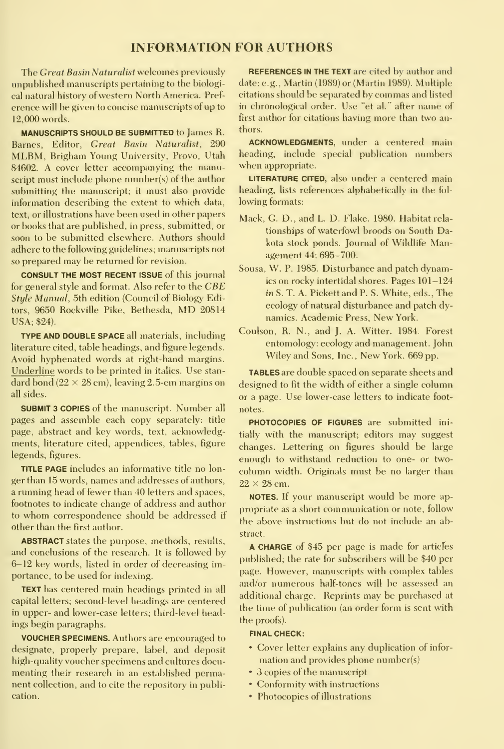# INFORMATION FOR AUTHORS

The *Great Basin Naturalist* welcomes previously unpublished manuscripts pertaining to the biological natural history of western North America. Preference will be given to concise manuscripts of up to 12,000 words.

**MANUSCRIPTS SHOULD BE SUBMITTED** to James R. Barnes, Editor, *Great Basin Naturalist*, 290 MLBM, Brigham Young University, Provo, Utah 84602. A cover letter accompanying the manuscript must include phone number(s) of the author submitting the manuscript; it must also provide information describing the extent to which data, text, or illustrations have been used in other papers or books that are published, in press, submitted, or soon to be submitted elsewhere. Authors should adhere to the following guidelines; manuscripts not so prepared may be returned for revision.

**CONSULT THE MOST RECENT ISSUE** of this journal for general style and format. Also refer to the *CBE Style Manual*, 5th edition (Council of Biology Editors, 9650 Rockville Pike, Bethesda, MD 20814 USA; $24).

**TYPE AND DOUBLE SPACE** all materials, including literature cited, table headings, and figure legends. Avoid hyphenated words at right-hand margins. Underline words to be printed in italics. Use standard bond (22 × 28 cm), leaving 2.5-cm margins on all sides.

**SUBMIT 3 COPIES** of the manuscript. Number all pages and assemble each copy separately: title page, abstract and key words, text, acknowledgments, literature cited, appendices, tables, figure legends, figures.

**TITLE PAGE** includes an informative title no longer than 15 words, names and addresses of authors, a running head of fewer than 40 letters and spaces, footnotes to indicate change of address and author to whom correspondence should be addressed if other than the first author.

**ABSTRACT** states the purpose, methods, results, and conclusions of the research. It is followed by 6–12 key words, listed in order of decreasing importance, to be used for indexing.

**TEXT** has centered main headings printed in all capital letters; second-level headings are centered in upper- and lower-case letters; third-level headings begin paragraphs.

**VOUCHER SPECIMENS.** Authors are encouraged to designate, properly prepare, label, and deposit high-quality voucher specimens and cultures documenting their research in an established permanent collection, and to cite the repository in publication.

**REFERENCES IN THE TEXT** are cited by author and date: e.g., Martin (1989) or (Martin 1989). Multiple citations should be separated by commas and listed in chronological order. Use "et al." after name of first author for citations having more than two authors.

**ACKNOWLEDGMENTS**, under a centered main heading, include special publication numbers when appropriate.

**LITERATURE CITED**, also under a centered main heading, lists references alphabetically in the following formats:

Mack, G. D., and L. D. Flake. 1980. Habitat relationships of waterfowl broods on South Dakota stock ponds. Journal of Wildlife Management 44: 695–700.

Sousa, W. P. 1985. Disturbance and patch dynamics on rocky intertidal shores. Pages 101–124 *in* S. T. A. Pickett and P. S. White, eds., The ecology of natural disturbance and patch dynamics. Academic Press, New York.

Coulson, R. N., and J. A. Witter. 1984. Forest entomology: ecology and management. John Wiley and Sons, Inc., New York. 669 pp.

**TABLES** are double spaced on separate sheets and designed to fit the width of either a single column or a page. Use lower-case letters to indicate footnotes.

**PHOTOCOPIES OF FIGURES** are submitted initially with the manuscript; editors may suggest changes. Lettering on figures should be large enough to withstand reduction to one- or two-column width. Originals must be no larger than 22 × 28 cm.

**NOTES.** If your manuscript would be more appropriate as a short communication or note, follow the above instructions but do not include an abstract.

**A CHARGE** of $45 per page is made for articles published; the rate for subscribers will be $40 per page. However, manuscripts with complex tables and/or numerous half-tones will be assessed an additional charge. Reprints may be purchased at the time of publication (an order form is sent with the proofs).

**FINAL CHECK:**

- Cover letter explains any duplication of information and provides phone number(s)
- 3 copies of the manuscript
- Conformity with instructions
- Photocopies of illustrations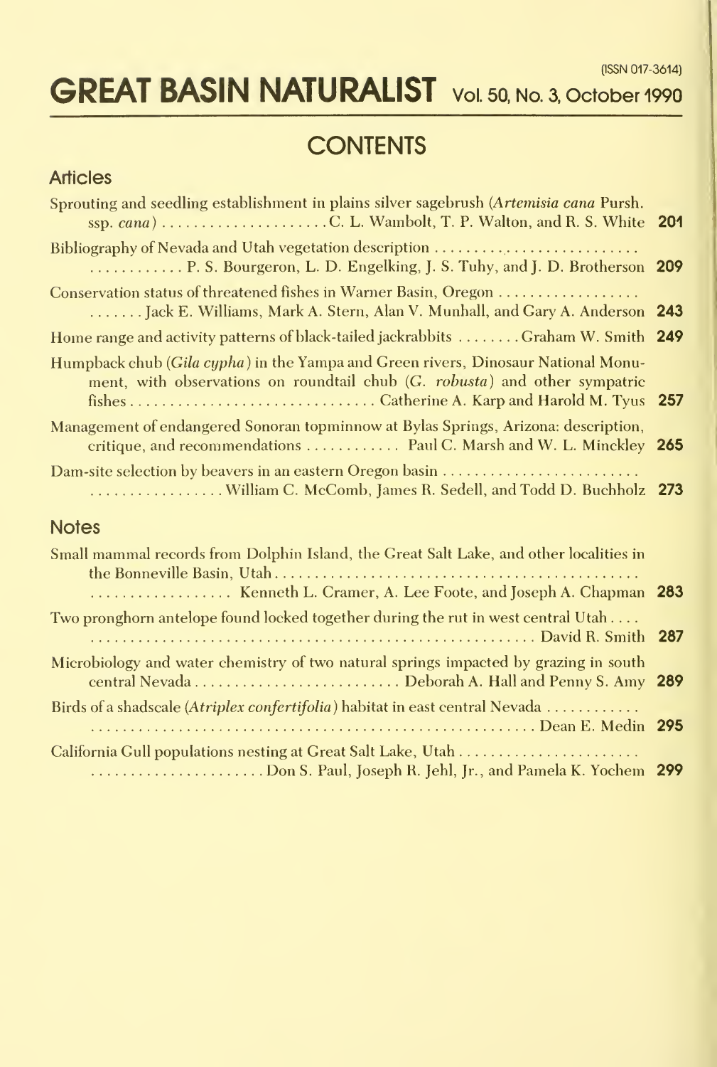(ISSN 017-3614)

# GREAT BASIN NATURALIST Vol. 50, No. 3, October 1990

## CONTENTS

### Articles

Sprouting and seedling establishment in plains silver sagebrush (*Artemisia cana* Pursh. ssp. *cana*) .................... C. L. Wambolt, T. P. Walton, and R. S. White **201**

Bibliography of Nevada and Utah vegetation description .......................... ............ P. S. Bourgeron, L. D. Engelking, J. S. Tuhy, and J. D. Brotherson **209**

Conservation status of threatened fishes in Warner Basin, Oregon .................. ....... Jack E. Williams, Mark A. Stern, Alan V. Munhall, and Gary A. Anderson **243**

Home range and activity patterns of black-tailed jackrabbits ........ Graham W. Smith **249**

Humpback chub (*Gila cypha*) in the Yampa and Green rivers, Dinosaur National Monument, with observations on roundtail chub (*G. robusta*) and other sympatric fishes .............................. Catherine A. Karp and Harold M. Tyus **257**

Management of endangered Sonoran topminnow at Bylas Springs, Arizona: description, critique, and recommendations ............ Paul C. Marsh and W. L. Minckley **265**

Dam-site selection by beavers in an eastern Oregon basin ......................... ................. William C. McComb, James R. Sedell, and Todd D. Buchholz **273**

### Notes

Small mammal records from Dolphin Island, the Great Salt Lake, and other localities in the Bonneville Basin, Utah ............................................. .................. Kenneth L. Cramer, A. Lee Foote, and Joseph A. Chapman **283**

Two pronghorn antelope found locked together during the rut in west central Utah .... ......................................................... David R. Smith **287**

Microbiology and water chemistry of two natural springs impacted by grazing in south central Nevada .......................... Deborah A. Hall and Penny S. Amy **289**

Birds of a shadscale (*Atriplex confertifolia*) habitat in east central Nevada ............ ......................................................... Dean E. Medin **295**

California Gull populations nesting at Great Salt Lake, Utah ....................... ...................... Don S. Paul, Joseph R. Jehl, Jr., and Pamela K. Yochem **299**